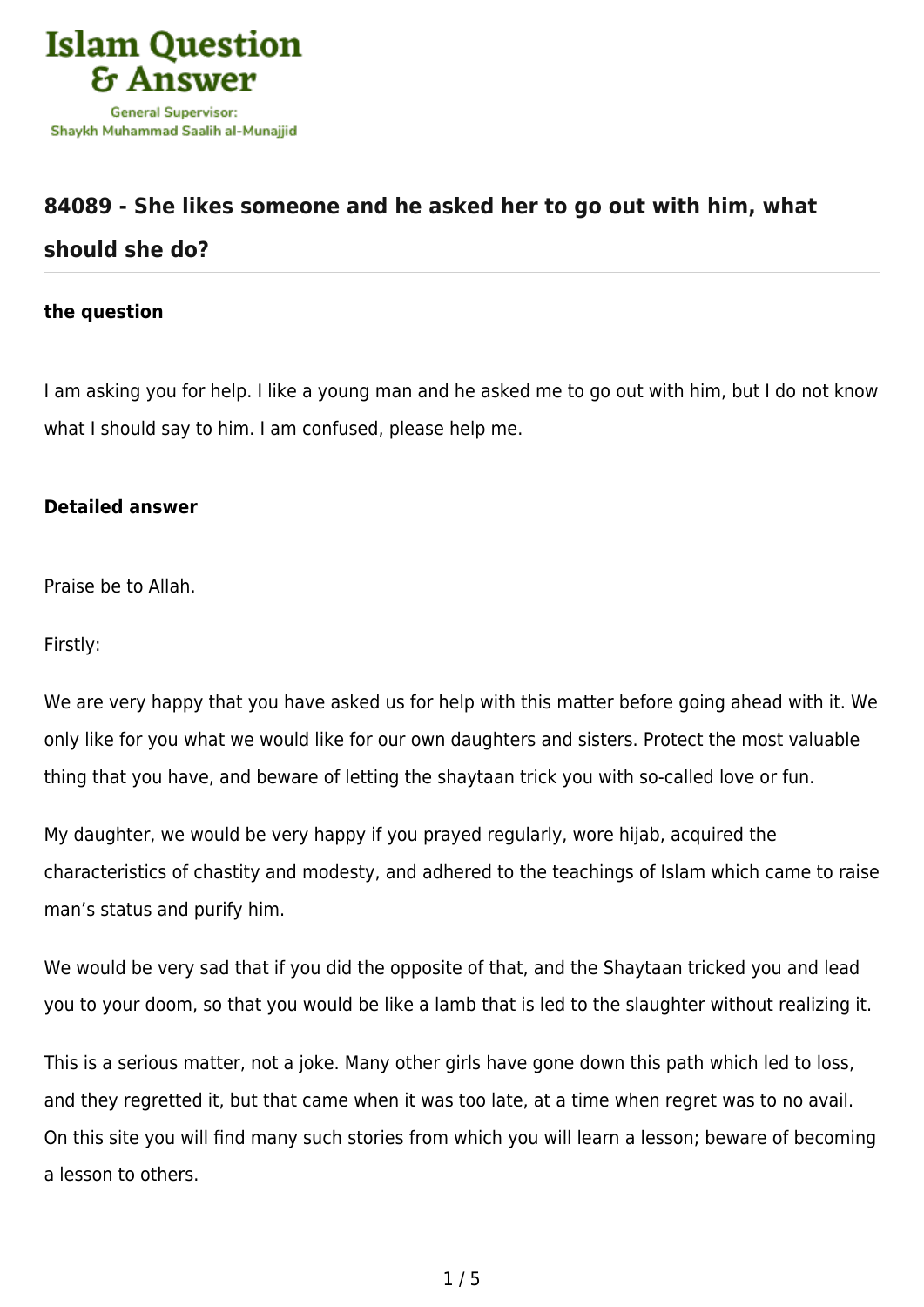# 84089 - She likes someone and he asked her to go out with him, what should she do?

**the question**

I am asking you for help. I like a young man and he asked me to go out with him, but I do not know what I should say to him. I am confused, please help me.

**Detailed answer**

Praise be to Allah.

Firstly:

We are very happy that you have asked us for help with this matter before going ahead with it. We only like for you what we would like for our own daughters and sisters. Protect the most valuable thing that you have, and beware of letting the shaytaan trick you with so-called love or fun.

My daughter, we would be very happy if you prayed regularly, wore hijab, acquired the characteristics of chastity and modesty, and adhered to the teachings of Islam which came to raise man's status and purify him.

We would be very sad that if you did the opposite of that, and the Shaytaan tricked you and lead you to your doom, so that you would be like a lamb that is led to the slaughter without realizing it.

This is a serious matter, not a joke. Many other girls have gone down this path which led to loss, and they regretted it, but that came when it was too late, at a time when regret was to no avail. On this site you will find many such stories from which you will learn a lesson; beware of becoming a lesson to others.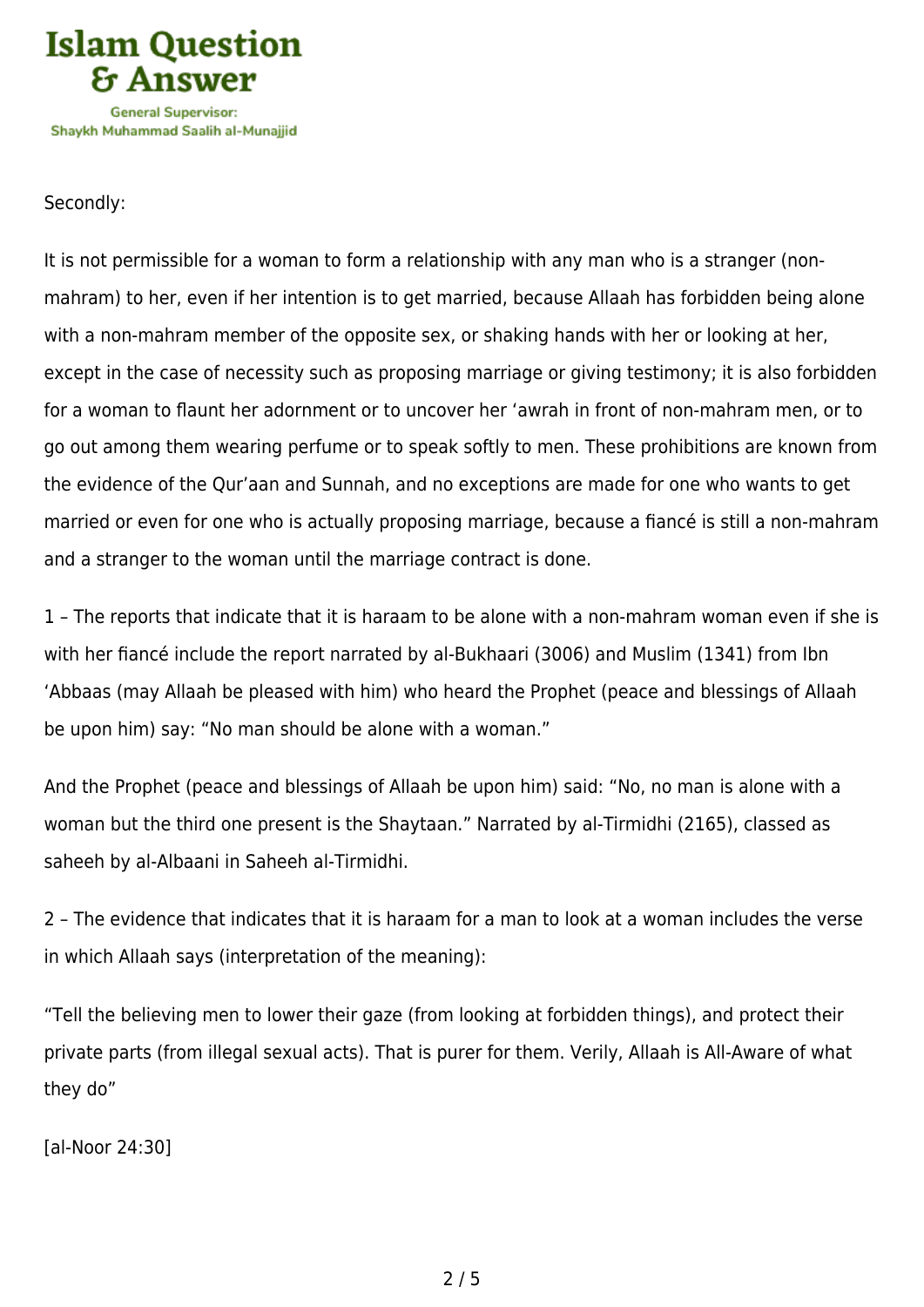Secondly:

It is not permissible for a woman to form a relationship with any man who is a stranger (non-mahram) to her, even if her intention is to get married, because Allaah has forbidden being alone with a non-mahram member of the opposite sex, or shaking hands with her or looking at her, except in the case of necessity such as proposing marriage or giving testimony; it is also forbidden for a woman to flaunt her adornment or to uncover her 'awrah in front of non-mahram men, or to go out among them wearing perfume or to speak softly to men. These prohibitions are known from the evidence of the Qur'aan and Sunnah, and no exceptions are made for one who wants to get married or even for one who is actually proposing marriage, because a fiancé is still a non-mahram and a stranger to the woman until the marriage contract is done.

1 – The reports that indicate that it is haraam to be alone with a non-mahram woman even if she is with her fiancé include the report narrated by al-Bukhaari (3006) and Muslim (1341) from Ibn 'Abbaas (may Allaah be pleased with him) who heard the Prophet (peace and blessings of Allaah be upon him) say: "No man should be alone with a woman."

And the Prophet (peace and blessings of Allaah be upon him) said: "No, no man is alone with a woman but the third one present is the Shaytaan." Narrated by al-Tirmidhi (2165), classed as saheeh by al-Albaani in Saheeh al-Tirmidhi.

2 – The evidence that indicates that it is haraam for a man to look at a woman includes the verse in which Allaah says (interpretation of the meaning):

"Tell the believing men to lower their gaze (from looking at forbidden things), and protect their private parts (from illegal sexual acts). That is purer for them. Verily, Allaah is All-Aware of what they do"

[al-Noor 24:30]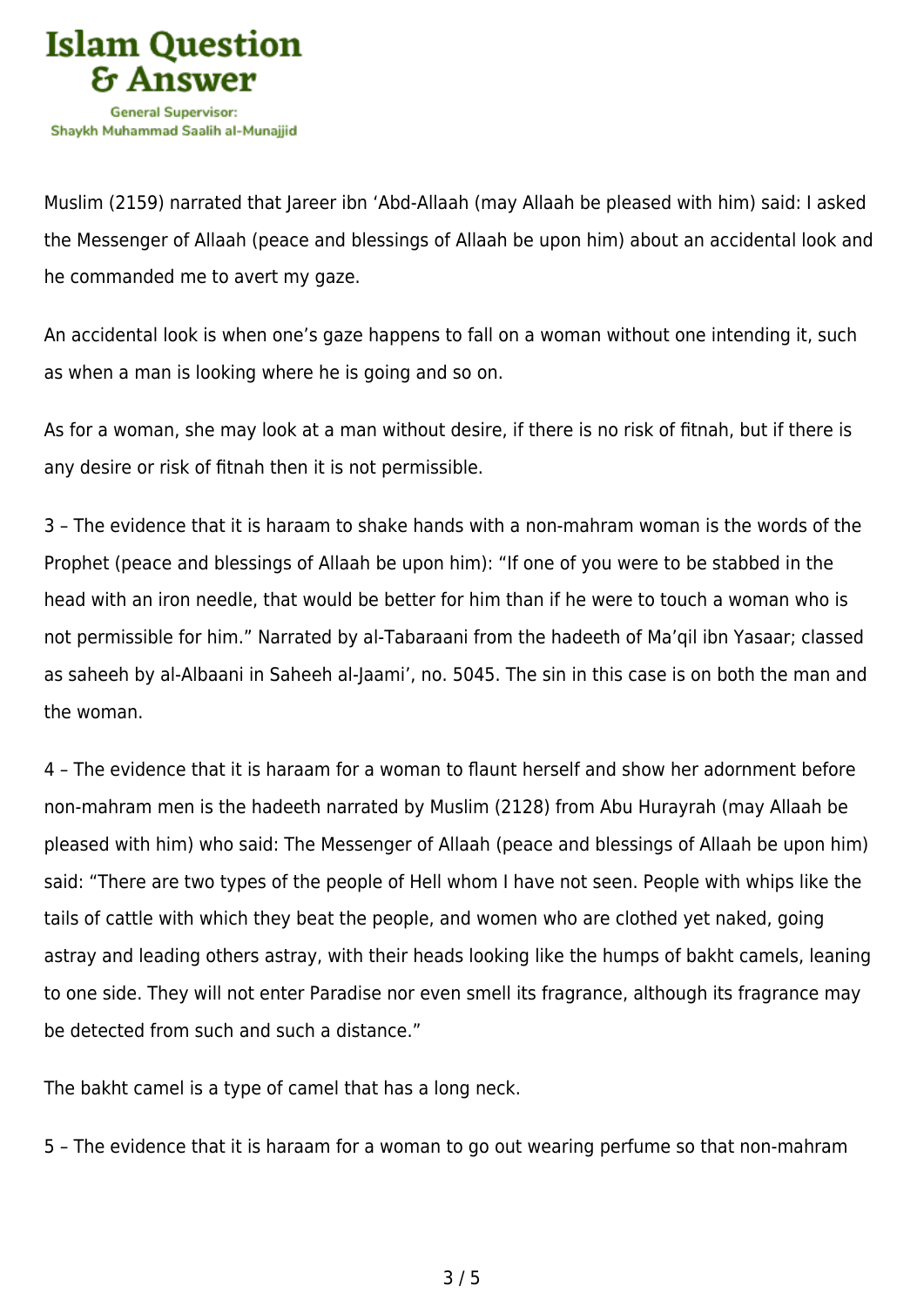Muslim (2159) narrated that Jareer ibn ‘Abd-Allaah (may Allaah be pleased with him) said: I asked the Messenger of Allaah (peace and blessings of Allaah be upon him) about an accidental look and he commanded me to avert my gaze.

An accidental look is when one’s gaze happens to fall on a woman without one intending it, such as when a man is looking where he is going and so on.

As for a woman, she may look at a man without desire, if there is no risk of fitnah, but if there is any desire or risk of fitnah then it is not permissible.

3 – The evidence that it is haraam to shake hands with a non-mahram woman is the words of the Prophet (peace and blessings of Allaah be upon him): “If one of you were to be stabbed in the head with an iron needle, that would be better for him than if he were to touch a woman who is not permissible for him.” Narrated by al-Tabaraani from the hadeeth of Ma’qil ibn Yasaar; classed as saheeh by al-Albaani in Saheeh al-Jaami’, no. 5045. The sin in this case is on both the man and the woman.

4 – The evidence that it is haraam for a woman to flaunt herself and show her adornment before non-mahram men is the hadeeth narrated by Muslim (2128) from Abu Hurayrah (may Allaah be pleased with him) who said: The Messenger of Allaah (peace and blessings of Allaah be upon him) said: “There are two types of the people of Hell whom I have not seen. People with whips like the tails of cattle with which they beat the people, and women who are clothed yet naked, going astray and leading others astray, with their heads looking like the humps of bakht camels, leaning to one side. They will not enter Paradise nor even smell its fragrance, although its fragrance may be detected from such and such a distance.”

The bakht camel is a type of camel that has a long neck.

5 – The evidence that it is haraam for a woman to go out wearing perfume so that non-mahram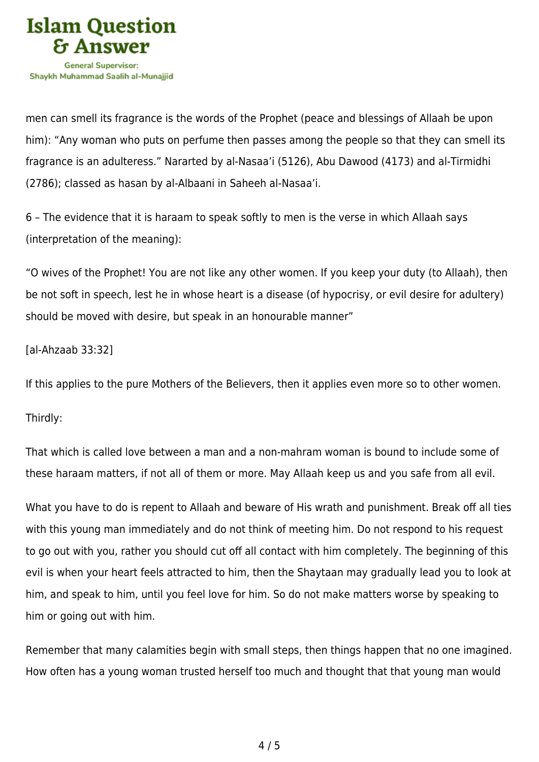men can smell its fragrance is the words of the Prophet (peace and blessings of Allaah be upon him): "Any woman who puts on perfume then passes among the people so that they can smell its fragrance is an adulteress." Nararted by al-Nasaa'i (5126), Abu Dawood (4173) and al-Tirmidhi (2786); classed as hasan by al-Albaani in Saheeh al-Nasaa'i.

6 – The evidence that it is haraam to speak softly to men is the verse in which Allaah says (interpretation of the meaning):

"O wives of the Prophet! You are not like any other women. If you keep your duty (to Allaah), then be not soft in speech, lest he in whose heart is a disease (of hypocrisy, or evil desire for adultery) should be moved with desire, but speak in an honourable manner"

[al-Ahzaab 33:32]

If this applies to the pure Mothers of the Believers, then it applies even more so to other women.

Thirdly:

That which is called love between a man and a non-mahram woman is bound to include some of these haraam matters, if not all of them or more. May Allaah keep us and you safe from all evil.

What you have to do is repent to Allaah and beware of His wrath and punishment. Break off all ties with this young man immediately and do not think of meeting him. Do not respond to his request to go out with you, rather you should cut off all contact with him completely. The beginning of this evil is when your heart feels attracted to him, then the Shaytaan may gradually lead you to look at him, and speak to him, until you feel love for him. So do not make matters worse by speaking to him or going out with him.

Remember that many calamities begin with small steps, then things happen that no one imagined. How often has a young woman trusted herself too much and thought that that young man would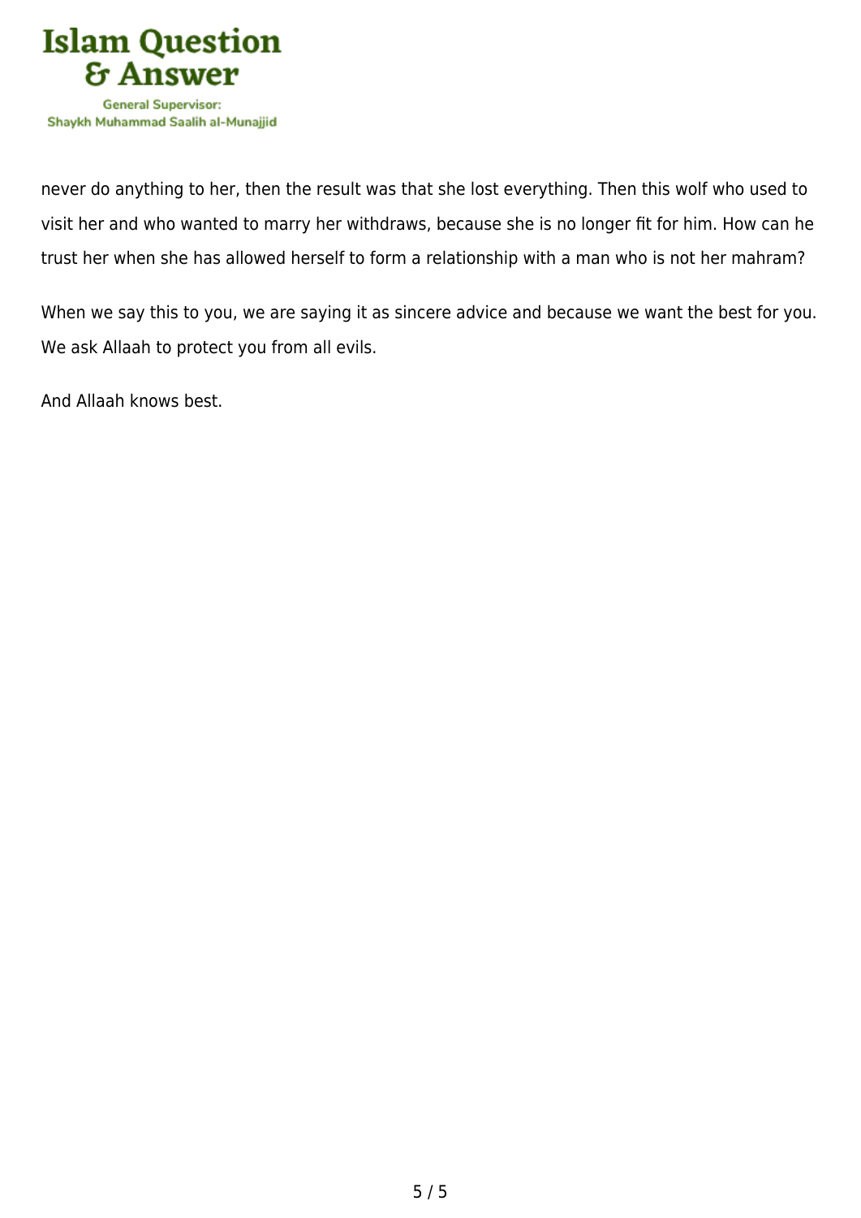never do anything to her, then the result was that she lost everything. Then this wolf who used to visit her and who wanted to marry her withdraws, because she is no longer fit for him. How can he trust her when she has allowed herself to form a relationship with a man who is not her mahram?

When we say this to you, we are saying it as sincere advice and because we want the best for you. We ask Allaah to protect you from all evils.

And Allaah knows best.